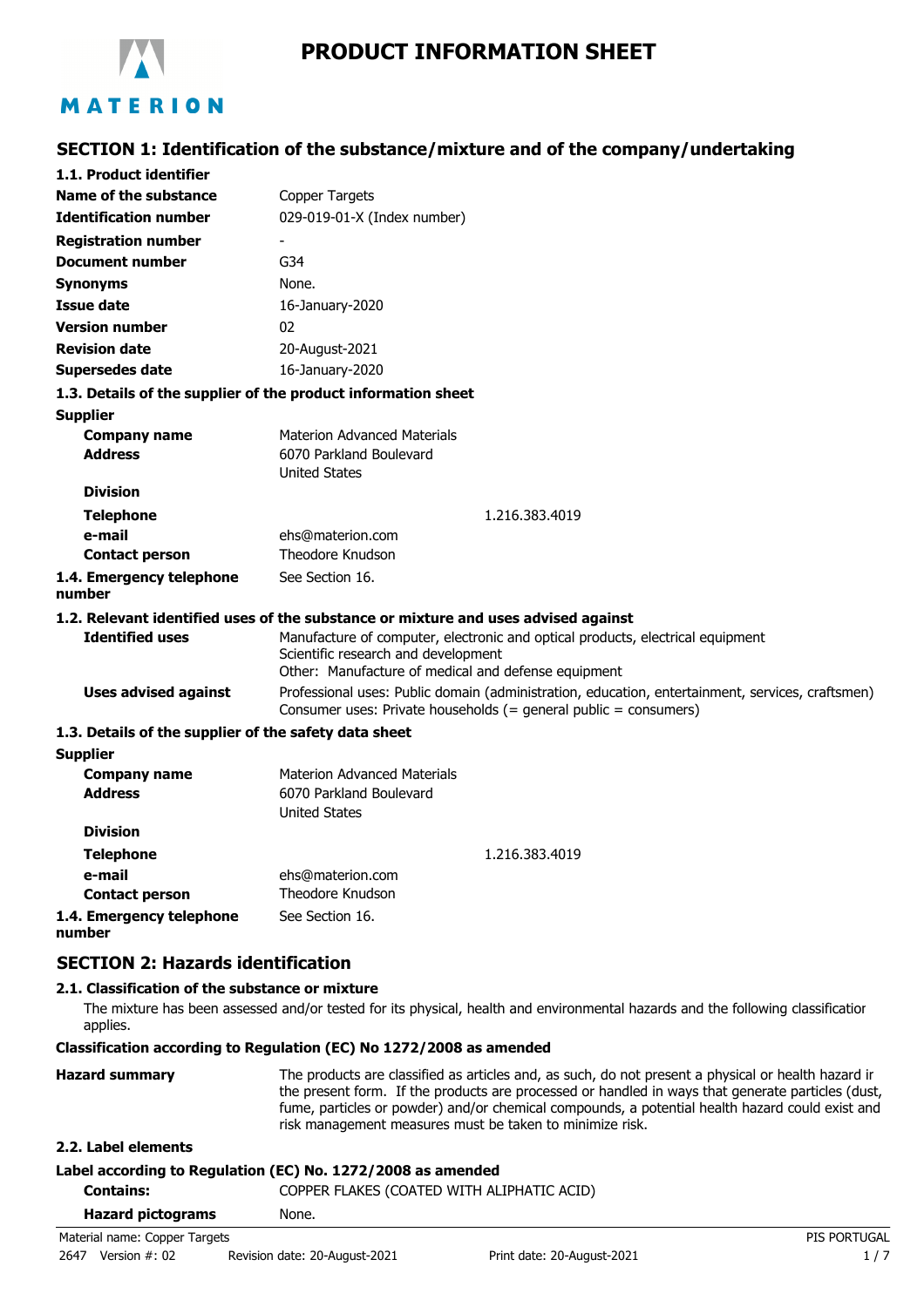# PRODUCT INFORMATION SHEET

## SECTION 1: Identification of the substance/mixture and of the company/undertaking

### 1.1. Product identifier

| | |
|---|---|
| **Name of the substance** | Copper Targets |
| **Identification number** | 029-019-01-X (Index number) |
| **Registration number** | - |
| **Document number** | G34 |
| **Synonyms** | None. |
| **Issue date** | 16-January-2020 |
| **Version number** | 02 |
| **Revision date** | 20-August-2021 |
| **Supersedes date** | 16-January-2020 |

### 1.3. Details of the supplier of the product information sheet

**Supplier**

| | |
|---|---|
| **Company name** | Materion Advanced Materials |
| **Address** | 6070 Parkland Boulevard<br>United States |
| **Division** | |
| **Telephone** | 1.216.383.4019 |
| **e-mail** | ehs@materion.com |
| **Contact person** | Theodore Knudson |
| **1.4. Emergency telephone number** | See Section 16. |

### 1.2. Relevant identified uses of the substance or mixture and uses advised against

**Identified uses**
Manufacture of computer, electronic and optical products, electrical equipment
Scientific research and development
Other: Manufacture of medical and defense equipment

**Uses advised against**
Professional uses: Public domain (administration, education, entertainment, services, craftsmen)
Consumer uses: Private households (= general public = consumers)

### 1.3. Details of the supplier of the safety data sheet

**Supplier**

| | |
|---|---|
| **Company name** | Materion Advanced Materials |
| **Address** | 6070 Parkland Boulevard<br>United States |
| **Division** | |
| **Telephone** | 1.216.383.4019 |
| **e-mail** | ehs@materion.com |
| **Contact person** | Theodore Knudson |
| **1.4. Emergency telephone number** | See Section 16. |

## SECTION 2: Hazards identification

### 2.1. Classification of the substance or mixture

The mixture has been assessed and/or tested for its physical, health and environmental hazards and the following classification applies.

**Classification according to Regulation (EC) No 1272/2008 as amended**

**Hazard summary**
The products are classified as articles and, as such, do not present a physical or health hazard in the present form. If the products are processed or handled in ways that generate particles (dust, fume, particles or powder) and/or chemical compounds, a potential health hazard could exist and risk management measures must be taken to minimize risk.

### 2.2. Label elements

**Label according to Regulation (EC) No. 1272/2008 as amended**

| | |
|---|---|
| **Contains:** | COPPER FLAKES (COATED WITH ALIPHATIC ACID) |
| **Hazard pictograms** | None. |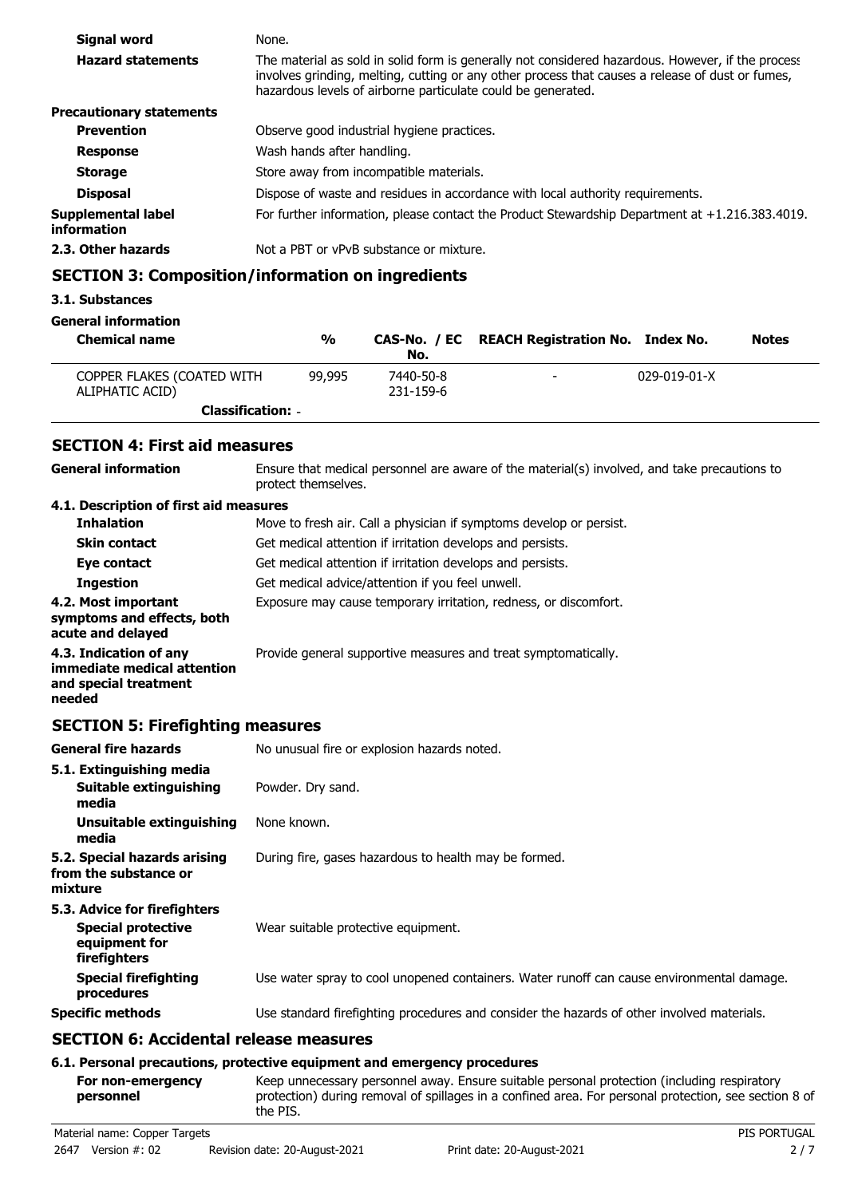| | |
|---|---|
| **Signal word** | None. |
| **Hazard statements** | The material as sold in solid form is generally not considered hazardous. However, if the process involves grinding, melting, cutting or any other process that causes a release of dust or fumes, hazardous levels of airborne particulate could be generated. |
| **Precautionary statements** | |
| **Prevention** | Observe good industrial hygiene practices. |
| **Response** | Wash hands after handling. |
| **Storage** | Store away from incompatible materials. |
| **Disposal** | Dispose of waste and residues in accordance with local authority requirements. |
| **Supplemental label information** | For further information, please contact the Product Stewardship Department at +1.216.383.4019. |
| **2.3. Other hazards** | Not a PBT or vPvB substance or mixture. |

## SECTION 3: Composition/information on ingredients

**3.1. Substances**

**General information**

| Chemical name | % | CAS-No. / EC No. | REACH Registration No. | Index No. | Notes |
|---|---|---|---|---|---|
| COPPER FLAKES (COATED WITH ALIPHATIC ACID) | 99,995 | 7440-50-8 231-159-6 | - | 029-019-01-X | |
| **Classification:** - | | | | | |

## SECTION 4: First aid measures

| | |
|---|---|
| **General information** | Ensure that medical personnel are aware of the material(s) involved, and take precautions to protect themselves. |
| **4.1. Description of first aid measures** | |
| **Inhalation** | Move to fresh air. Call a physician if symptoms develop or persist. |
| **Skin contact** | Get medical attention if irritation develops and persists. |
| **Eye contact** | Get medical attention if irritation develops and persists. |
| **Ingestion** | Get medical advice/attention if you feel unwell. |
| **4.2. Most important symptoms and effects, both acute and delayed** | Exposure may cause temporary irritation, redness, or discomfort. |
| **4.3. Indication of any immediate medical attention and special treatment needed** | Provide general supportive measures and treat symptomatically. |

## SECTION 5: Firefighting measures

| | |
|---|---|
| **General fire hazards** | No unusual fire or explosion hazards noted. |
| **5.1. Extinguishing media** | |
| **Suitable extinguishing media** | Powder. Dry sand. |
| **Unsuitable extinguishing media** | None known. |
| **5.2. Special hazards arising from the substance or mixture** | During fire, gases hazardous to health may be formed. |
| **5.3. Advice for firefighters** | |
| **Special protective equipment for firefighters** | Wear suitable protective equipment. |
| **Special firefighting procedures** | Use water spray to cool unopened containers. Water runoff can cause environmental damage. |
| **Specific methods** | Use standard firefighting procedures and consider the hazards of other involved materials. |

## SECTION 6: Accidental release measures

**6.1. Personal precautions, protective equipment and emergency procedures**

| | |
|---|---|
| **For non-emergency personnel** | Keep unnecessary personnel away. Ensure suitable personal protection (including respiratory protection) during removal of spillages in a confined area. For personal protection, see section 8 of the PIS. |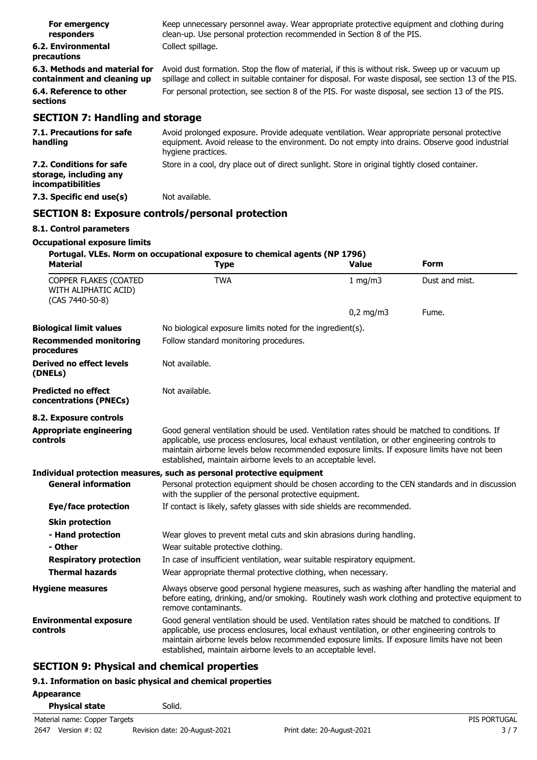| | |
|---|---|
| **For emergency responders** | Keep unnecessary personnel away. Wear appropriate protective equipment and clothing during clean-up. Use personal protection recommended in Section 8 of the PIS. |
| **6.2. Environmental precautions** | Collect spillage. |
| **6.3. Methods and material for containment and cleaning up** | Avoid dust formation. Stop the flow of material, if this is without risk. Sweep up or vacuum up spillage and collect in suitable container for disposal. For waste disposal, see section 13 of the PIS. |
| **6.4. Reference to other sections** | For personal protection, see section 8 of the PIS. For waste disposal, see section 13 of the PIS. |

## SECTION 7: Handling and storage

| | |
|---|---|
| **7.1. Precautions for safe handling** | Avoid prolonged exposure. Provide adequate ventilation. Wear appropriate personal protective equipment. Avoid release to the environment. Do not empty into drains. Observe good industrial hygiene practices. |
| **7.2. Conditions for safe storage, including any incompatibilities** | Store in a cool, dry place out of direct sunlight. Store in original tightly closed container. |
| **7.3. Specific end use(s)** | Not available. |

## SECTION 8: Exposure controls/personal protection

### 8.1. Control parameters

**Occupational exposure limits**

**Portugal. VLEs. Norm on occupational exposure to chemical agents (NP 1796)**

| Material | Type | Value | Form |
|---|---|---|---|
| COPPER FLAKES (COATED WITH ALIPHATIC ACID) (CAS 7440-50-8) | TWA | 1 mg/m3 | Dust and mist. |
| | | 0,2 mg/m3 | Fume. |

| | |
|---|---|
| **Biological limit values** | No biological exposure limits noted for the ingredient(s). |
| **Recommended monitoring procedures** | Follow standard monitoring procedures. |
| **Derived no effect levels (DNELs)** | Not available. |
| **Predicted no effect concentrations (PNECs)** | Not available. |

### 8.2. Exposure controls

| | |
|---|---|
| **Appropriate engineering controls** | Good general ventilation should be used. Ventilation rates should be matched to conditions. If applicable, use process enclosures, local exhaust ventilation, or other engineering controls to maintain airborne levels below recommended exposure limits. If exposure limits have not been established, maintain airborne levels to an acceptable level. |

**Individual protection measures, such as personal protective equipment**

| | |
|---|---|
| **General information** | Personal protection equipment should be chosen according to the CEN standards and in discussion with the supplier of the personal protective equipment. |
| **Eye/face protection** | If contact is likely, safety glasses with side shields are recommended. |
| **Skin protection** | |
| **- Hand protection** | Wear gloves to prevent metal cuts and skin abrasions during handling. |
| **- Other** | Wear suitable protective clothing. |
| **Respiratory protection** | In case of insufficient ventilation, wear suitable respiratory equipment. |
| **Thermal hazards** | Wear appropriate thermal protective clothing, when necessary. |
| **Hygiene measures** | Always observe good personal hygiene measures, such as washing after handling the material and before eating, drinking, and/or smoking. Routinely wash work clothing and protective equipment to remove contaminants. |
| **Environmental exposure controls** | Good general ventilation should be used. Ventilation rates should be matched to conditions. If applicable, use process enclosures, local exhaust ventilation, or other engineering controls to maintain airborne levels below recommended exposure limits. If exposure limits have not been established, maintain airborne levels to an acceptable level. |

## SECTION 9: Physical and chemical properties

### 9.1. Information on basic physical and chemical properties

**Appearance**

| | |
|---|---|
| **Physical state** | Solid. |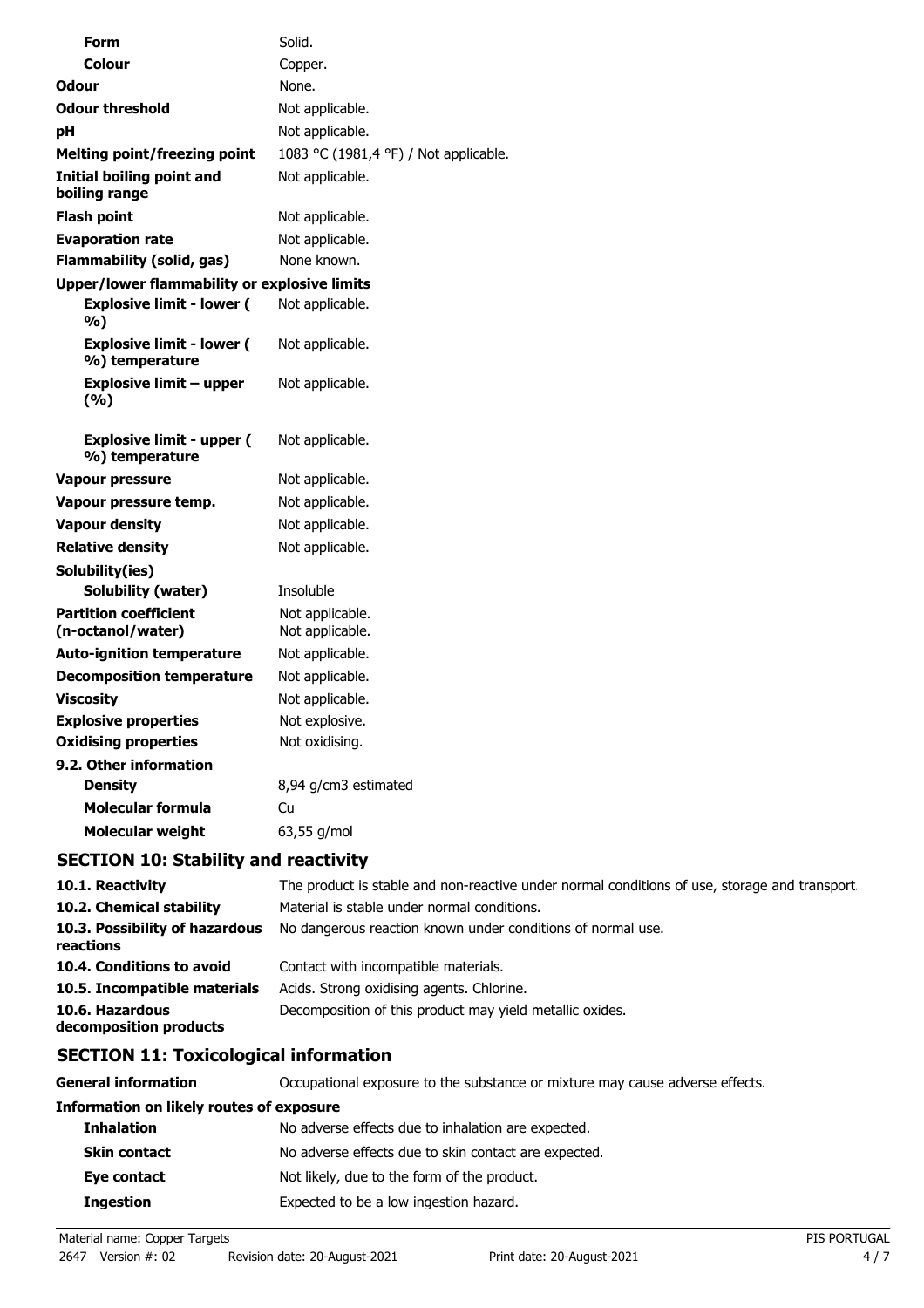| | |
|---|---|
| **Form** | Solid. |
| **Colour** | Copper. |
| **Odour** | None. |
| **Odour threshold** | Not applicable. |
| **pH** | Not applicable. |
| **Melting point/freezing point** | 1083 °C (1981,4 °F) / Not applicable. |
| **Initial boiling point and boiling range** | Not applicable. |
| **Flash point** | Not applicable. |
| **Evaporation rate** | Not applicable. |
| **Flammability (solid, gas)** | None known. |
| **Upper/lower flammability or explosive limits** | |
| **Explosive limit - lower ( %)** | Not applicable. |
| **Explosive limit - lower ( %) temperature** | Not applicable. |
| **Explosive limit – upper (%)** | Not applicable. |
| **Explosive limit - upper ( %) temperature** | Not applicable. |
| **Vapour pressure** | Not applicable. |
| **Vapour pressure temp.** | Not applicable. |
| **Vapour density** | Not applicable. |
| **Relative density** | Not applicable. |
| **Solubility(ies)** | |
| **Solubility (water)** | Insoluble |
| **Partition coefficient (n-octanol/water)** | Not applicable. Not applicable. |
| **Auto-ignition temperature** | Not applicable. |
| **Decomposition temperature** | Not applicable. |
| **Viscosity** | Not applicable. |
| **Explosive properties** | Not explosive. |
| **Oxidising properties** | Not oxidising. |
| **9.2. Other information** | |
| **Density** | 8,94 g/cm3 estimated |
| **Molecular formula** | Cu |
| **Molecular weight** | 63,55 g/mol |

## SECTION 10: Stability and reactivity

| | |
|---|---|
| **10.1. Reactivity** | The product is stable and non-reactive under normal conditions of use, storage and transport. |
| **10.2. Chemical stability** | Material is stable under normal conditions. |
| **10.3. Possibility of hazardous reactions** | No dangerous reaction known under conditions of normal use. |
| **10.4. Conditions to avoid** | Contact with incompatible materials. |
| **10.5. Incompatible materials** | Acids. Strong oxidising agents. Chlorine. |
| **10.6. Hazardous decomposition products** | Decomposition of this product may yield metallic oxides. |

## SECTION 11: Toxicological information

| | |
|---|---|
| **General information** | Occupational exposure to the substance or mixture may cause adverse effects. |
| **Information on likely routes of exposure** | |
| **Inhalation** | No adverse effects due to inhalation are expected. |
| **Skin contact** | No adverse effects due to skin contact are expected. |
| **Eye contact** | Not likely, due to the form of the product. |
| **Ingestion** | Expected to be a low ingestion hazard. |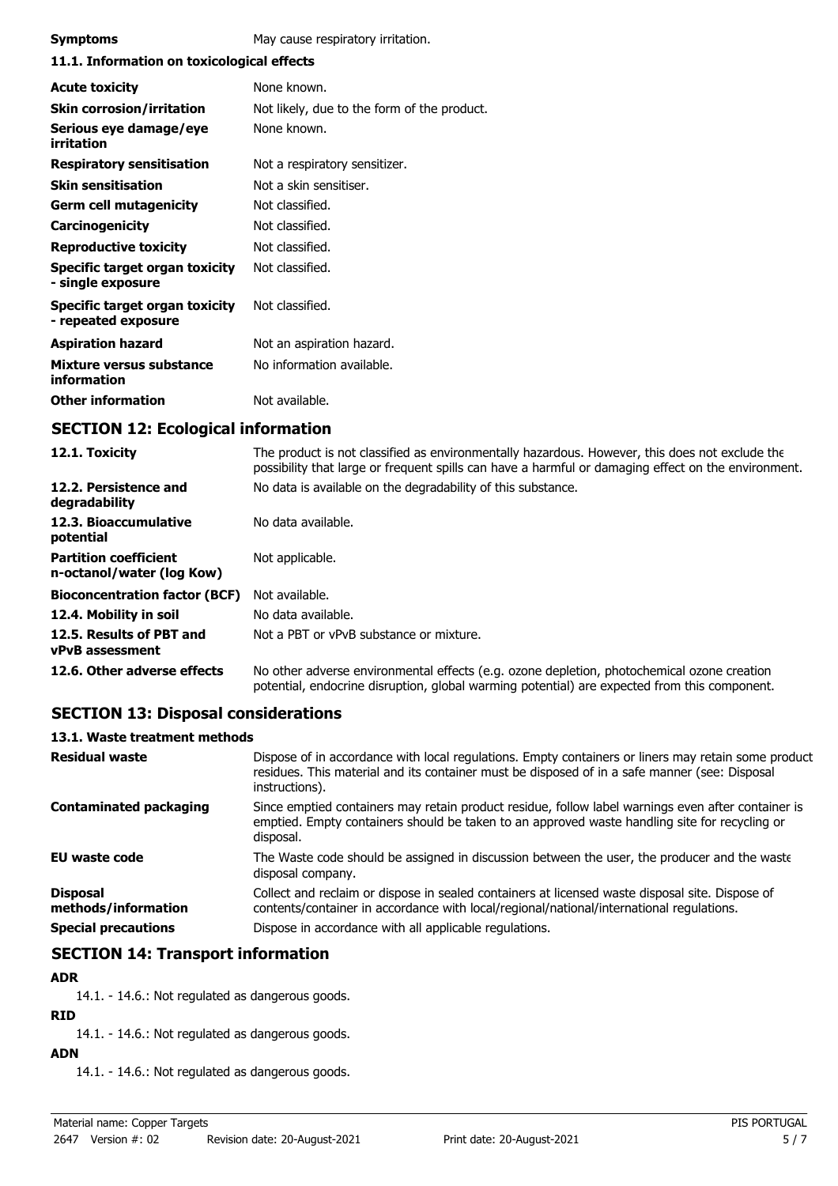| | |
|---|---|
| **Symptoms** | May cause respiratory irritation. |

### 11.1. Information on toxicological effects

| | |
|---|---|
| **Acute toxicity** | None known. |
| **Skin corrosion/irritation** | Not likely, due to the form of the product. |
| **Serious eye damage/eye irritation** | None known. |
| **Respiratory sensitisation** | Not a respiratory sensitizer. |
| **Skin sensitisation** | Not a skin sensitiser. |
| **Germ cell mutagenicity** | Not classified. |
| **Carcinogenicity** | Not classified. |
| **Reproductive toxicity** | Not classified. |
| **Specific target organ toxicity - single exposure** | Not classified. |
| **Specific target organ toxicity - repeated exposure** | Not classified. |
| **Aspiration hazard** | Not an aspiration hazard. |
| **Mixture versus substance information** | No information available. |
| **Other information** | Not available. |

## SECTION 12: Ecological information

| | |
|---|---|
| **12.1. Toxicity** | The product is not classified as environmentally hazardous. However, this does not exclude the possibility that large or frequent spills can have a harmful or damaging effect on the environment. |
| **12.2. Persistence and degradability** | No data is available on the degradability of this substance. |
| **12.3. Bioaccumulative potential** | No data available. |
| **Partition coefficient n-octanol/water (log Kow)** | Not applicable. |
| **Bioconcentration factor (BCF)** | Not available. |
| **12.4. Mobility in soil** | No data available. |
| **12.5. Results of PBT and vPvB assessment** | Not a PBT or vPvB substance or mixture. |
| **12.6. Other adverse effects** | No other adverse environmental effects (e.g. ozone depletion, photochemical ozone creation potential, endocrine disruption, global warming potential) are expected from this component. |

## SECTION 13: Disposal considerations

### 13.1. Waste treatment methods

| | |
|---|---|
| **Residual waste** | Dispose of in accordance with local regulations. Empty containers or liners may retain some product residues. This material and its container must be disposed of in a safe manner (see: Disposal instructions). |
| **Contaminated packaging** | Since emptied containers may retain product residue, follow label warnings even after container is emptied. Empty containers should be taken to an approved waste handling site for recycling or disposal. |
| **EU waste code** | The Waste code should be assigned in discussion between the user, the producer and the waste disposal company. |
| **Disposal methods/information** | Collect and reclaim or dispose in sealed containers at licensed waste disposal site. Dispose of contents/container in accordance with local/regional/national/international regulations. |
| **Special precautions** | Dispose in accordance with all applicable regulations. |

## SECTION 14: Transport information

**ADR**

14.1. - 14.6.: Not regulated as dangerous goods.

**RID**

14.1. - 14.6.: Not regulated as dangerous goods.

**ADN**

14.1. - 14.6.: Not regulated as dangerous goods.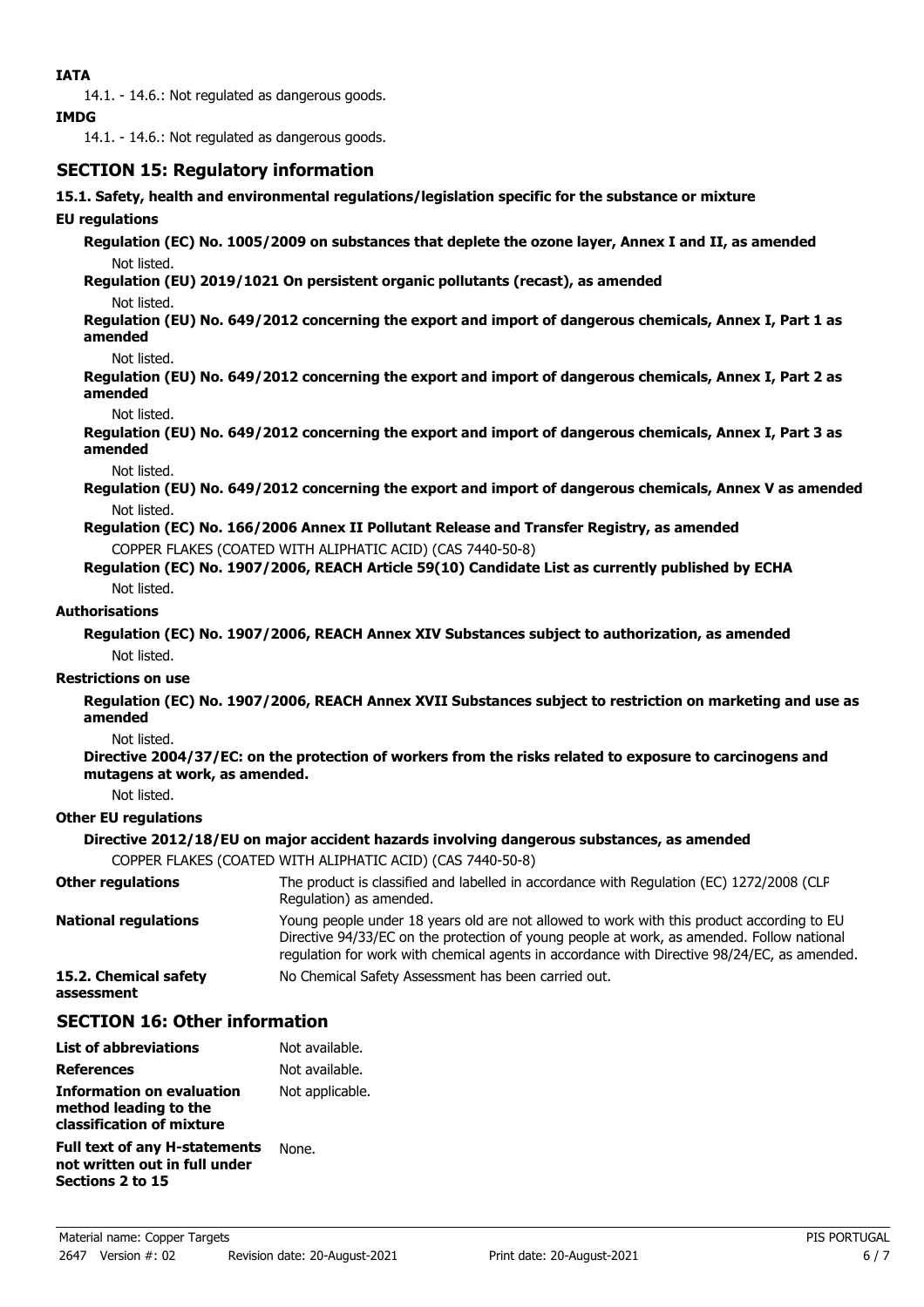**IATA**

14.1. - 14.6.: Not regulated as dangerous goods.

**IMDG**

14.1. - 14.6.: Not regulated as dangerous goods.

## SECTION 15: Regulatory information

**15.1. Safety, health and environmental regulations/legislation specific for the substance or mixture**

**EU regulations**

**Regulation (EC) No. 1005/2009 on substances that deplete the ozone layer, Annex I and II, as amended**

Not listed.

**Regulation (EU) 2019/1021 On persistent organic pollutants (recast), as amended**

Not listed.

**Regulation (EU) No. 649/2012 concerning the export and import of dangerous chemicals, Annex I, Part 1 as amended**

Not listed.

**Regulation (EU) No. 649/2012 concerning the export and import of dangerous chemicals, Annex I, Part 2 as amended**

Not listed.

**Regulation (EU) No. 649/2012 concerning the export and import of dangerous chemicals, Annex I, Part 3 as amended**

Not listed.

**Regulation (EU) No. 649/2012 concerning the export and import of dangerous chemicals, Annex V as amended**

Not listed.

**Regulation (EC) No. 166/2006 Annex II Pollutant Release and Transfer Registry, as amended**

COPPER FLAKES (COATED WITH ALIPHATIC ACID) (CAS 7440-50-8)

**Regulation (EC) No. 1907/2006, REACH Article 59(10) Candidate List as currently published by ECHA**

Not listed.

**Authorisations**

**Regulation (EC) No. 1907/2006, REACH Annex XIV Substances subject to authorization, as amended**

Not listed.

**Restrictions on use**

**Regulation (EC) No. 1907/2006, REACH Annex XVII Substances subject to restriction on marketing and use as amended**

Not listed.

**Directive 2004/37/EC: on the protection of workers from the risks related to exposure to carcinogens and mutagens at work, as amended.**

Not listed.

**Other EU regulations**

**Directive 2012/18/EU on major accident hazards involving dangerous substances, as amended**

COPPER FLAKES (COATED WITH ALIPHATIC ACID) (CAS 7440-50-8)

**Other regulations** The product is classified and labelled in accordance with Regulation (EC) 1272/2008 (CLP Regulation) as amended.

**National regulations** Young people under 18 years old are not allowed to work with this product according to EU Directive 94/33/EC on the protection of young people at work, as amended. Follow national regulation for work with chemical agents in accordance with Directive 98/24/EC, as amended.

**15.2. Chemical safety assessment** No Chemical Safety Assessment has been carried out.

## SECTION 16: Other information

**List of abbreviations** Not available.

**References** Not available.

**Information on evaluation method leading to the classification of mixture** Not applicable.

**Full text of any H-statements not written out in full under Sections 2 to 15** None.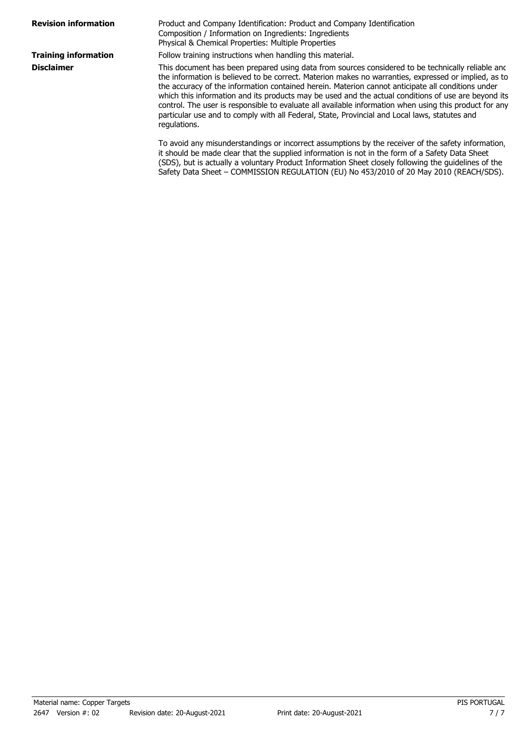**Revision information**

Product and Company Identification: Product and Company Identification
Composition / Information on Ingredients: Ingredients
Physical & Chemical Properties: Multiple Properties

**Training information**

Follow training instructions when handling this material.

**Disclaimer**

This document has been prepared using data from sources considered to be technically reliable and the information is believed to be correct. Materion makes no warranties, expressed or implied, as to the accuracy of the information contained herein. Materion cannot anticipate all conditions under which this information and its products may be used and the actual conditions of use are beyond its control. The user is responsible to evaluate all available information when using this product for any particular use and to comply with all Federal, State, Provincial and Local laws, statutes and regulations.

To avoid any misunderstandings or incorrect assumptions by the receiver of the safety information, it should be made clear that the supplied information is not in the form of a Safety Data Sheet (SDS), but is actually a voluntary Product Information Sheet closely following the guidelines of the Safety Data Sheet – COMMISSION REGULATION (EU) No 453/2010 of 20 May 2010 (REACH/SDS).